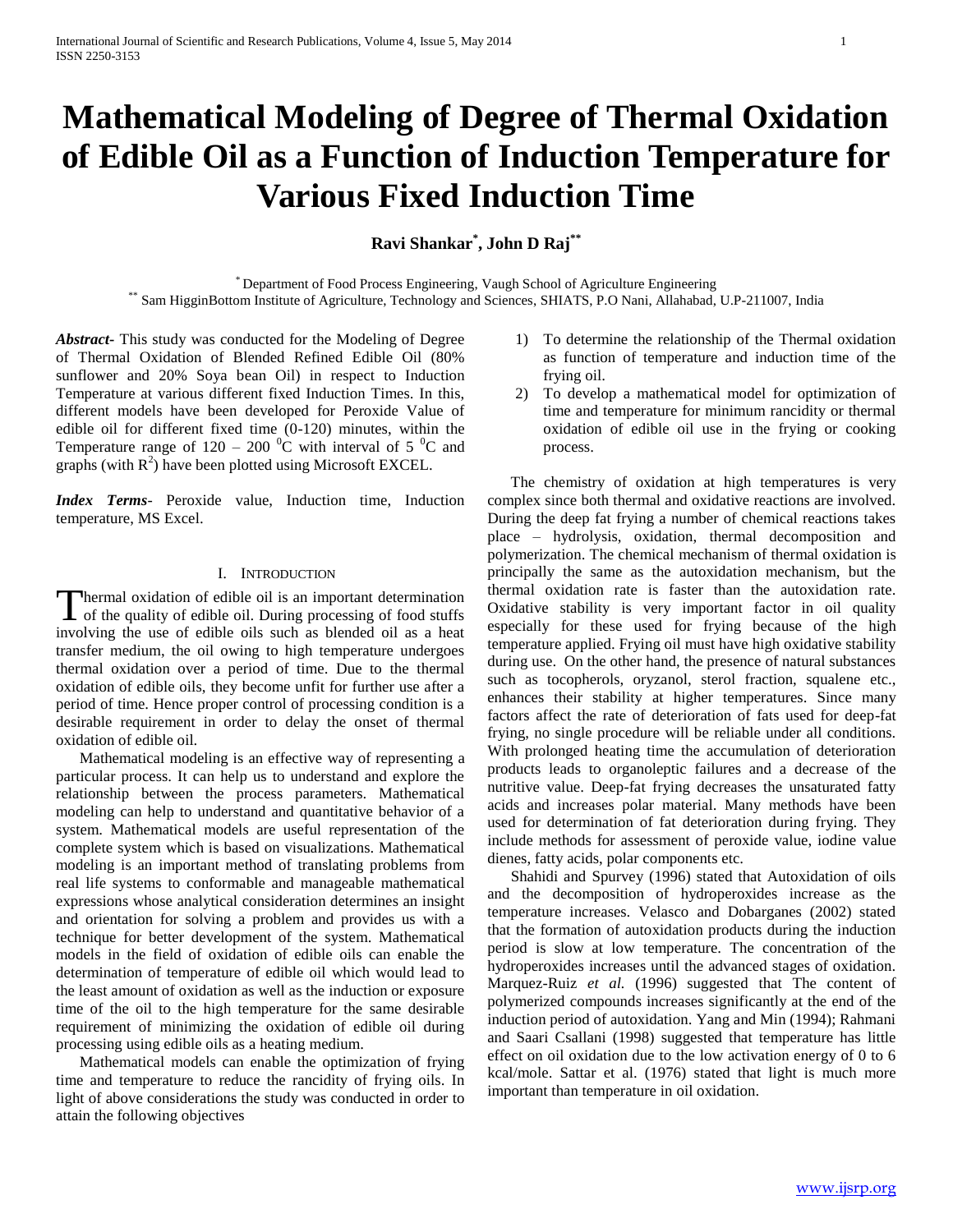# Mathematical Modeling of Degree of Thermal Oxidation of Edible Oil as a Function of Induction Temperature for Various Fixed Induction Time

**Ravi Shankar[*], John D Raj[**]**

[*] Department of Food Process Engineering, Vaugh School of Agriculture Engineering
[**] Sam HigginBottom Institute of Agriculture, Technology and Sciences, SHIATS, P.O Nani, Allahabad, U.P-211007, India

***Abstract-*** This study was conducted for the Modeling of Degree of Thermal Oxidation of Blended Refined Edible Oil (80% sunflower and 20% Soya bean Oil) in respect to Induction Temperature at various different fixed Induction Times. In this, different models have been developed for Peroxide Value of edible oil for different fixed time (0-120) minutes, within the Temperature range of 120 – 200 $^0$C with interval of 5 $^0$C and graphs (with $R^2$) have been plotted using Microsoft EXCEL.

***Index Terms-*** Peroxide value, Induction time, Induction temperature, MS Excel.

## I. Introduction

Thermal oxidation of edible oil is an important determination of the quality of edible oil. During processing of food stuffs involving the use of edible oils such as blended oil as a heat transfer medium, the oil owing to high temperature undergoes thermal oxidation over a period of time. Due to the thermal oxidation of edible oils, they become unfit for further use after a period of time. Hence proper control of processing condition is a desirable requirement in order to delay the onset of thermal oxidation of edible oil.

Mathematical modeling is an effective way of representing a particular process. It can help us to understand and explore the relationship between the process parameters. Mathematical modeling can help to understand and quantitative behavior of a system. Mathematical models are useful representation of the complete system which is based on visualizations. Mathematical modeling is an important method of translating problems from real life systems to conformable and manageable mathematical expressions whose analytical consideration determines an insight and orientation for solving a problem and provides us with a technique for better development of the system. Mathematical models in the field of oxidation of edible oils can enable the determination of temperature of edible oil which would lead to the least amount of oxidation as well as the induction or exposure time of the oil to the high temperature for the same desirable requirement of minimizing the oxidation of edible oil during processing using edible oils as a heating medium.

Mathematical models can enable the optimization of frying time and temperature to reduce the rancidity of frying oils. In light of above considerations the study was conducted in order to attain the following objectives

1) To determine the relationship of the Thermal oxidation as function of temperature and induction time of the frying oil.
2) To develop a mathematical model for optimization of time and temperature for minimum rancidity or thermal oxidation of edible oil use in the frying or cooking process.

The chemistry of oxidation at high temperatures is very complex since both thermal and oxidative reactions are involved. During the deep fat frying a number of chemical reactions takes place – hydrolysis, oxidation, thermal decomposition and polymerization. The chemical mechanism of thermal oxidation is principally the same as the autoxidation mechanism, but the thermal oxidation rate is faster than the autoxidation rate. Oxidative stability is very important factor in oil quality especially for these used for frying because of the high temperature applied. Frying oil must have high oxidative stability during use. On the other hand, the presence of natural substances such as tocopherols, oryzanol, sterol fraction, squalene etc., enhances their stability at higher temperatures. Since many factors affect the rate of deterioration of fats used for deep-fat frying, no single procedure will be reliable under all conditions. With prolonged heating time the accumulation of deterioration products leads to organoleptic failures and a decrease of the nutritive value. Deep-fat frying decreases the unsaturated fatty acids and increases polar material. Many methods have been used for determination of fat deterioration during frying. They include methods for assessment of peroxide value, iodine value dienes, fatty acids, polar components etc.

Shahidi and Spurvey (1996) stated that Autoxidation of oils and the decomposition of hydroperoxides increase as the temperature increases. Velasco and Dobarganes (2002) stated that the formation of autoxidation products during the induction period is slow at low temperature. The concentration of the hydroperoxides increases until the advanced stages of oxidation. Marquez-Ruiz *et al.* (1996) suggested that The content of polymerized compounds increases significantly at the end of the induction period of autoxidation. Yang and Min (1994); Rahmani and Saari Csallani (1998) suggested that temperature has little effect on oil oxidation due to the low activation energy of 0 to 6 kcal/mole. Sattar et al. (1976) stated that light is much more important than temperature in oil oxidation.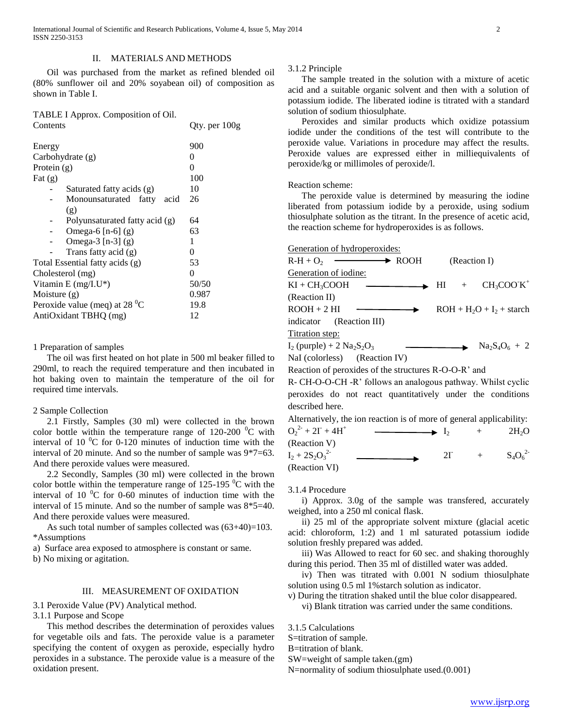## II. MATERIALS AND METHODS

Oil was purchased from the market as refined blended oil (80% sunflower oil and 20% soyabean oil) of composition as shown in Table I.

TABLE I Approx. Composition of Oil.

| Contents | Qty. per 100g |
|---|---|
| Energy | 900 |
| Carbohydrate (g) | 0 |
| Protein (g) | 0 |
| Fat (g) | 100 |
| - Saturated fatty acids (g) | 10 |
| - Monounsaturated fatty acid (g) | 26 |
| - Polyunsaturated fatty acid (g) | 64 |
| - Omega-6 [n-6] (g) | 63 |
| - Omega-3 [n-3] (g) | 1 |
| - Trans fatty acid (g) | 0 |
| Total Essential fatty acids (g) | 53 |
| Cholesterol (mg) | 0 |
| Vitamin E (mg/I.U*) | 50/50 |
| Moisture (g) | 0.987 |
| Peroxide value (meq) at 28 $^0$C | 19.8 |
| AntiOxidant TBHQ (mg) | 12 |

1 Preparation of samples

The oil was first heated on hot plate in 500 ml beaker filled to 290ml, to reach the required temperature and then incubated in hot baking oven to maintain the temperature of the oil for required time intervals.

2 Sample Collection

2.1 Firstly, Samples (30 ml) were collected in the brown color bottle within the temperature range of 120-200 $^0$C with interval of 10 $^0$C for 0-120 minutes of induction time with the interval of 20 minute. And so the number of sample was 9*7=63. And there peroxide values were measured.

2.2 Secondly, Samples (30 ml) were collected in the brown color bottle within the temperature range of 125-195 $^0$C with the interval of 10 $^0$C for 0-60 minutes of induction time with the interval of 15 minute. And so the number of sample was 8*5=40. And there peroxide values were measured.

As such total number of samples collected was (63+40)=103.

*Assumptions

a) Surface area exposed to atmosphere is constant or same.

b) No mixing or agitation.

## III. MEASUREMENT OF OXIDATION

3.1 Peroxide Value (PV) Analytical method.

3.1.1 Purpose and Scope

This method describes the determination of peroxides values for vegetable oils and fats. The peroxide value is a parameter specifying the content of oxygen as peroxide, especially hydro peroxides in a substance. The peroxide value is a measure of the oxidation present.

3.1.2 Principle

The sample treated in the solution with a mixture of acetic acid and a suitable organic solvent and then with a solution of potassium iodide. The liberated iodine is titrated with a standard solution of sodium thiosulphate.

Peroxides and similar products which oxidize potassium iodide under the conditions of the test will contribute to the peroxide value. Variations in procedure may affect the results. Peroxide values are expressed either in milliequivalents of peroxide/kg or millimoles of peroxide/l.

Reaction scheme:

The peroxide value is determined by measuring the iodine liberated from potassium iodide by a peroxide, using sodium thiosulphate solution as the titrant. In the presence of acetic acid, the reaction scheme for hydroperoxides is as follows.

Generation of hydroperoxides:

$R\text{-}H + O_2 \longrightarrow ROOH$ (Reaction I)

Generation of iodine:

$KI + CH_3COOH \longrightarrow HI + CH_3COO^-K^+$ (Reaction II)

$ROOH + 2\,HI \longrightarrow ROH + H_2O + I_2$ + starch indicator (Reaction III)

Titration step:

$I_2$ (purple) $+ 2\,Na_2S_2O_3 \longrightarrow Na_2S_4O_6 + 2\,NaI$ (colorless) (Reaction IV)

Reaction of peroxides of the structures R-O-O-R' and R- CH-O-O-CH -R' follows an analogous pathway. Whilst cyclic peroxides do not react quantitatively under the conditions described here.

Alternatively, the ion reaction is of more of general applicability:

$O_2^{2-} + 2I^- + 4H^+ \longrightarrow I_2 + 2H_2O$ (Reaction V)

$I_2 + 2S_2O_3^{2-} \longrightarrow 2I^- + S_4O_6^{2-}$ (Reaction VI)

3.1.4 Procedure

i) Approx. 3.0g of the sample was transfered, accurately weighed, into a 250 ml conical flask.

ii) 25 ml of the appropriate solvent mixture (glacial acetic acid: chloroform, 1:2) and 1 ml saturated potassium iodide solution freshly prepared was added.

iii) Was Allowed to react for 60 sec. and shaking thoroughly during this period. Then 35 ml of distilled water was added.

iv) Then was titrated with 0.001 N sodium thiosulphate solution using 0.5 ml 1%starch solution as indicator.

v) During the titration shaked until the blue color disappeared.

vi) Blank titration was carried under the same conditions.

3.1.5 Calculations

S=titration of sample.

B=titration of blank.

SW=weight of sample taken.(gm)

N=normality of sodium thiosulphate used.(0.001)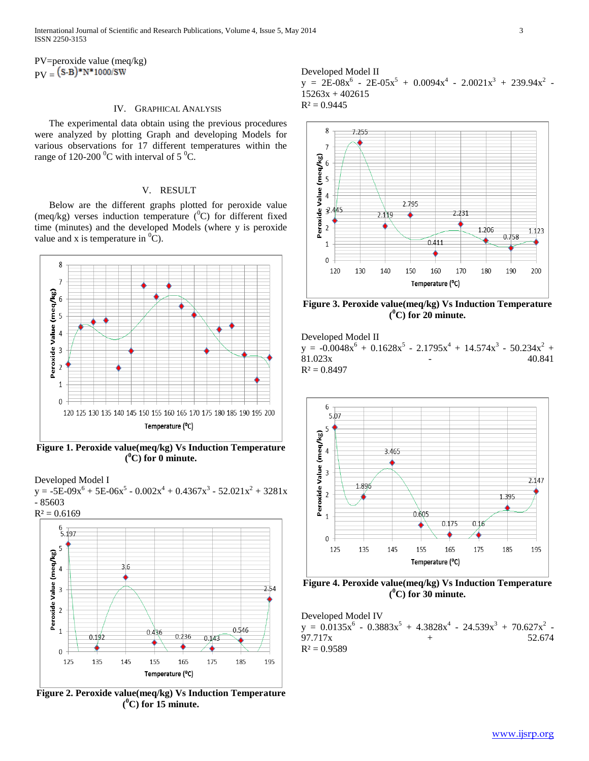PV=peroxide value (meq/kg)

PV = (S-B)*N*1000/SW

## IV. Graphical Analysis

The experimental data obtain using the previous procedures were analyzed by plotting Graph and developing Models for various observations for 17 different temperatures within the range of 120-200 $^0$C with interval of 5 $^0$C.

## V. Result

Below are the different graphs plotted for peroxide value (meq/kg) verses induction temperature ($^0$C) for different fixed time (minutes) and the developed Models (where y is peroxide value and x is temperature in $^0$C).

**Figure 1. Peroxide value(meq/kg) Vs Induction Temperature ($^0$C) for 0 minute.**

Developed Model I

$$y = -5E\text{-}09x^6 + 5E\text{-}06x^5 - 0.002x^4 + 0.4367x^3 - 52.021x^2 + 3281x - 85603$$

$R^2 = 0.6169$

**Figure 2. Peroxide value(meq/kg) Vs Induction Temperature ($^0$C) for 15 minute.**

Developed Model II

$$y = 2E\text{-}08x^6 - 2E\text{-}05x^5 + 0.0094x^4 - 2.0021x^3 + 239.94x^2 - 15263x + 402615$$

$R^2 = 0.9445$

**Figure 3. Peroxide value(meq/kg) Vs Induction Temperature ($^0$C) for 20 minute.**

Developed Model II

$$y = -0.0048x^6 + 0.1628x^5 - 2.1795x^4 + 14.574x^3 - 50.234x^2 + 81.023x - 40.841$$

$R^2 = 0.8497$

**Figure 4. Peroxide value(meq/kg) Vs Induction Temperature ($^0$C) for 30 minute.**

Developed Model IV

$$y = 0.0135x^6 - 0.3883x^5 + 4.3828x^4 - 24.539x^3 + 70.627x^2 - 97.717x + 52.674$$

$R^2 = 0.9589$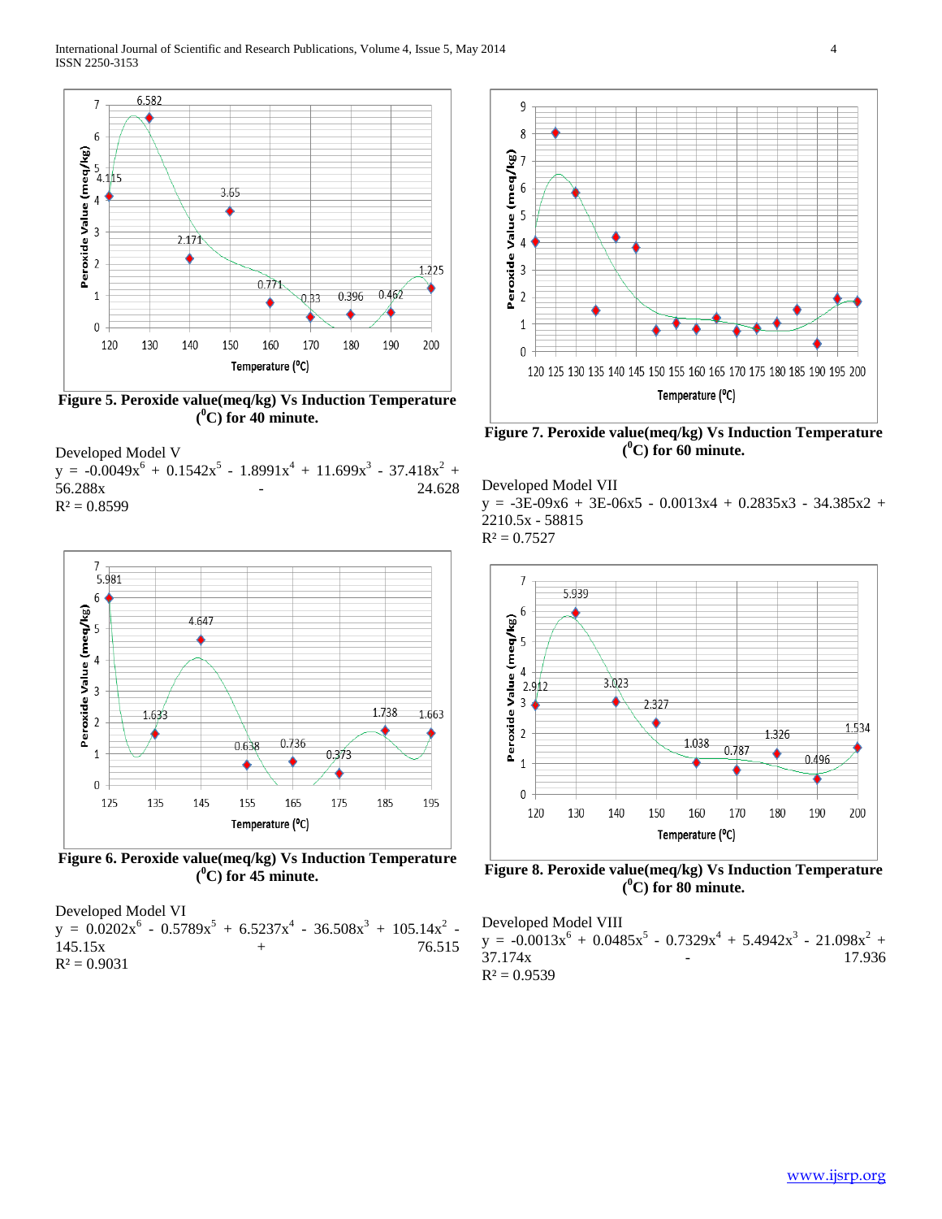Figure 5. Peroxide value(meq/kg) Vs Induction Temperature ($^0$C) for 40 minute.

Developed Model V

$y = -0.0049x^6 + 0.1542x^5 - 1.8991x^4 + 11.699x^3 - 37.418x^2 + 56.288x - 24.628$

$R^2 = 0.8599$

Figure 6. Peroxide value(meq/kg) Vs Induction Temperature ($^0$C) for 45 minute.

Developed Model VI

$y = 0.0202x^6 - 0.5789x^5 + 6.5237x^4 - 36.508x^3 + 105.14x^2 - 145.15x + 76.515$

$R^2 = 0.9031$

Figure 7. Peroxide value(meq/kg) Vs Induction Temperature ($^0$C) for 60 minute.

Developed Model VII

$y = -3E-09x6 + 3E-06x5 - 0.0013x4 + 0.2835x3 - 34.385x2 + 2210.5x - 58815$

$R^2 = 0.7527$

Figure 8. Peroxide value(meq/kg) Vs Induction Temperature ($^0$C) for 80 minute.

Developed Model VIII

$y = -0.0013x^6 + 0.0485x^5 - 0.7329x^4 + 5.4942x^3 - 21.098x^2 + 37.174x - 17.936$

$R^2 = 0.9539$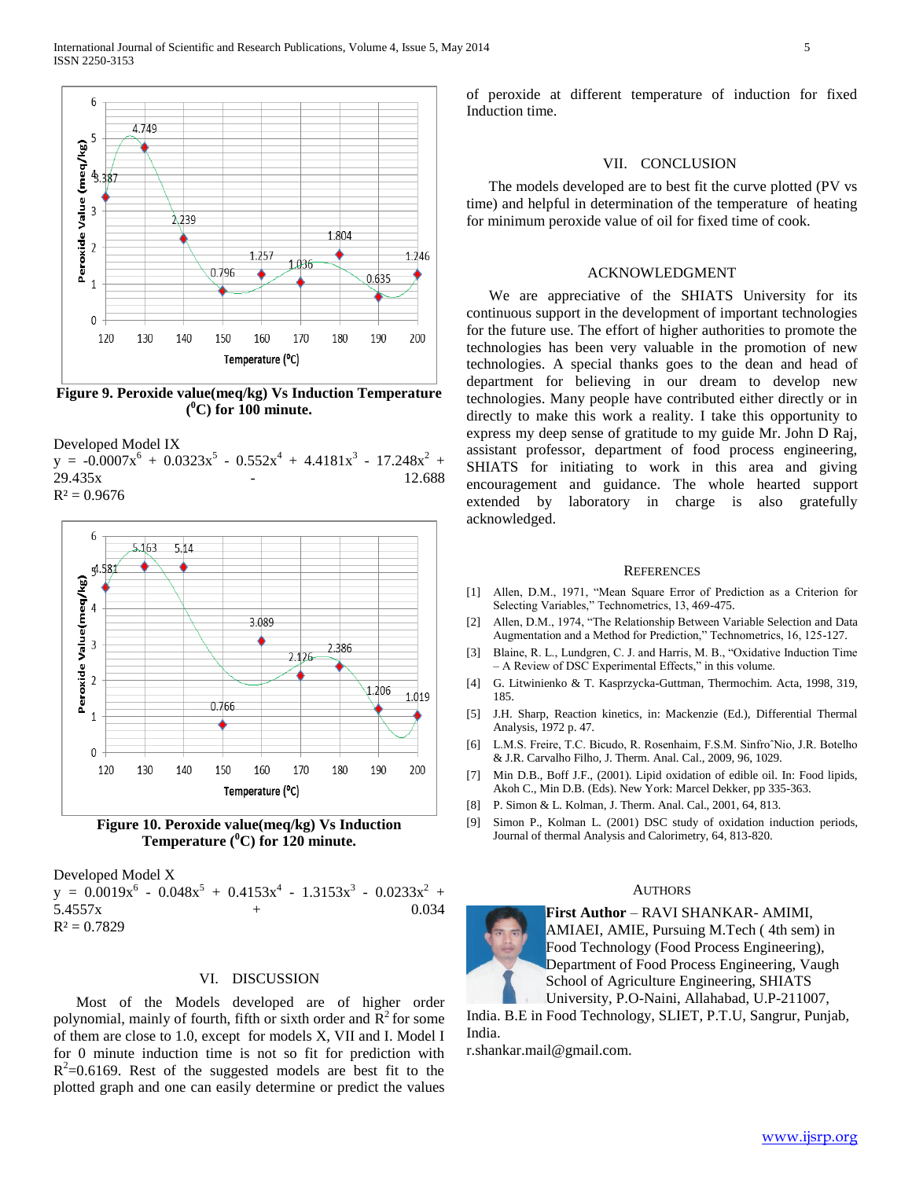**Figure 9. Peroxide value(meq/kg) Vs Induction Temperature ($^0$C) for 100 minute.**

Developed Model IX

$$y = -0.0007x^6 + 0.0323x^5 - 0.552x^4 + 4.4181x^3 - 17.248x^2 + 29.435x - 12.688$$

$R^2 = 0.9676$

**Figure 10. Peroxide value(meq/kg) Vs Induction Temperature ($^0$C) for 120 minute.**

Developed Model X

$$y = 0.0019x^6 - 0.048x^5 + 0.4153x^4 - 1.3153x^3 - 0.0233x^2 + 5.4557x + 0.034$$

$R^2 = 0.7829$

## VI. DISCUSSION

Most of the Models developed are of higher order polynomial, mainly of fourth, fifth or sixth order and $R^2$ for some of them are close to 1.0, except for models X, VII and I. Model I for 0 minute induction time is not so fit for prediction with $R^2$=0.6169. Rest of the suggested models are best fit to the plotted graph and one can easily determine or predict the values of peroxide at different temperature of induction for fixed Induction time.

## VII. CONCLUSION

The models developed are to best fit the curve plotted (PV vs time) and helpful in determination of the temperature of heating for minimum peroxide value of oil for fixed time of cook.

## ACKNOWLEDGMENT

We are appreciative of the SHIATS University for its continuous support in the development of important technologies for the future use. The effort of higher authorities to promote the technologies has been very valuable in the promotion of new technologies. A special thanks goes to the dean and head of department for believing in our dream to develop new technologies. Many people have contributed either directly or in directly to make this work a reality. I take this opportunity to express my deep sense of gratitude to my guide Mr. John D Raj, assistant professor, department of food process engineering, SHIATS for initiating to work in this area and giving encouragement and guidance. The whole hearted support extended by laboratory in charge is also gratefully acknowledged.

## REFERENCES

[1] Allen, D.M., 1971, "Mean Square Error of Prediction as a Criterion for Selecting Variables," Technometrics, 13, 469-475.

[2] Allen, D.M., 1974, "The Relationship Between Variable Selection and Data Augmentation and a Method for Prediction," Technometrics, 16, 125-127.

[3] Blaine, R. L., Lundgren, C. J. and Harris, M. B., "Oxidative Induction Time – A Review of DSC Experimental Effects," in this volume.

[4] G. Litwinienko & T. Kasprzycka-Guttman, Thermochim. Acta, 1998, 319, 185.

[5] J.H. Sharp, Reaction kinetics, in: Mackenzie (Ed.), Differential Thermal Analysis, 1972 p. 47.

[6] L.M.S. Freire, T.C. Bicudo, R. Rosenhaim, F.S.M. Sinfroˆ Nio, J.R. Botelho & J.R. Carvalho Filho, J. Therm. Anal. Cal., 2009, 96, 1029.

[7] Min D.B., Boff J.F., (2001). Lipid oxidation of edible oil. In: Food lipids, Akoh C., Min D.B. (Eds). New York: Marcel Dekker, pp 335-363.

[8] P. Simon & L. Kolman, J. Therm. Anal. Cal., 2001, 64, 813.

[9] Simon P., Kolman L. (2001) DSC study of oxidation induction periods, Journal of thermal Analysis and Calorimetry, 64, 813-820.

## AUTHORS

**First Author** – RAVI SHANKAR- AMIMI, AMIAEI, AMIE, Pursuing M.Tech ( 4th sem) in Food Technology (Food Process Engineering), Department of Food Process Engineering, Vaugh School of Agriculture Engineering, SHIATS University, P.O-Naini, Allahabad, U.P-211007, India. B.E in Food Technology, SLIET, P.T.U, Sangrur, Punjab, India.

r.shankar.mail@gmail.com.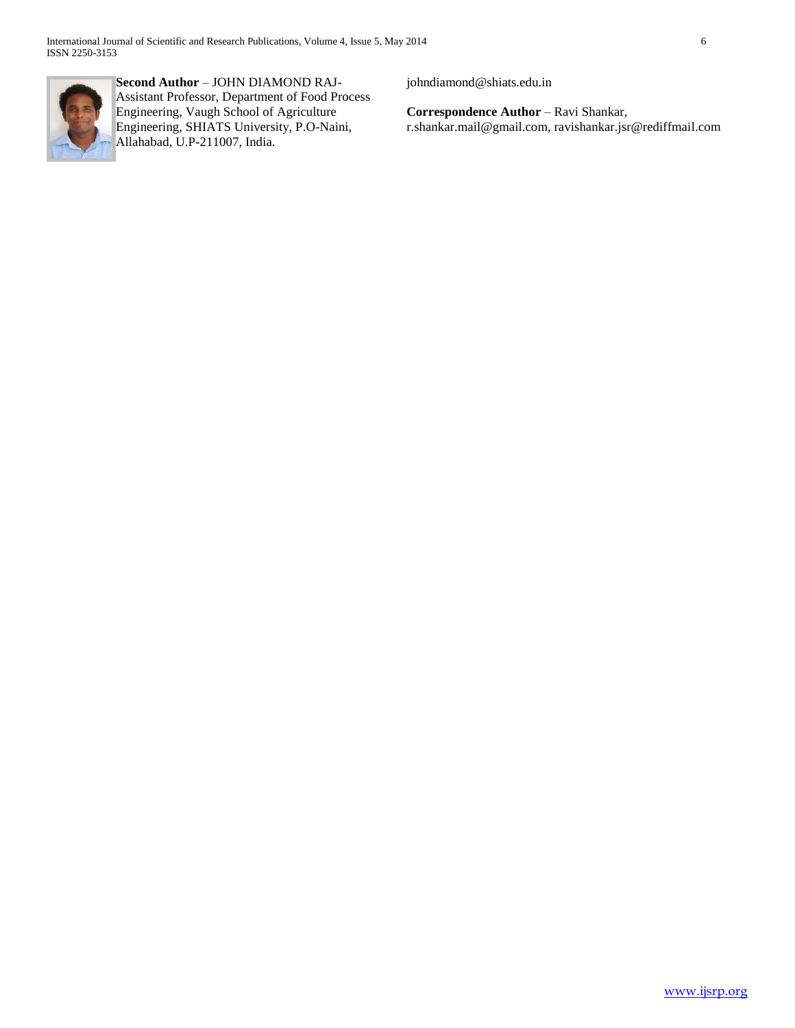**Second Author** – JOHN DIAMOND RAJ- Assistant Professor, Department of Food Process Engineering, Vaugh School of Agriculture Engineering, SHIATS University, P.O-Naini, Allahabad, U.P-211007, India. johndiamond@shiats.edu.in

**Correspondence Author** – Ravi Shankar, r.shankar.mail@gmail.com, ravishankar.jsr@rediffmail.com